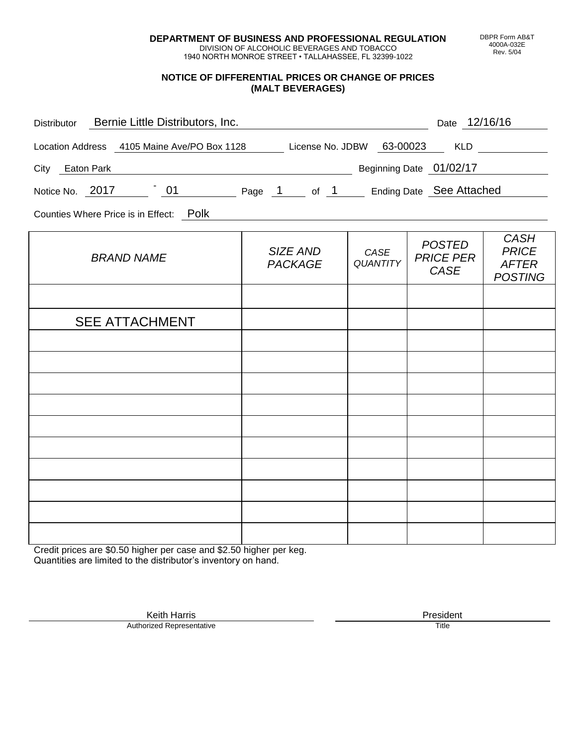**DEPARTMENT OF BUSINESS AND PROFESSIONAL REGULATION**
DIVISION OF ALCOHOLIC BEVERAGES AND TOBACCO
1940 NORTH MONROE STREET • TALLAHASSEE, FL 32399-1022

DBPR Form AB&T
4000A-032E
Rev. 5/04

## NOTICE OF DIFFERENTIAL PRICES OR CHANGE OF PRICES (MALT BEVERAGES)

Distributor: Bernie Little Distributors, Inc. Date: 12/16/16

Location Address: 4105 Maine Ave/PO Box 1128 License No. JDBW: 63-00023 KLD:

City: Eaton Park Beginning Date: 01/02/17

Notice No. 2017 - 01 Page 1 of 1 Ending Date: See Attached

Counties Where Price is in Effect: Polk

| *BRAND NAME* | *SIZE AND PACKAGE* | *CASE QUANTITY* | *POSTED PRICE PER CASE* | *CASH PRICE AFTER POSTING* |
|---|---|---|---|---|
| | | | | |
| SEE ATTACHMENT | | | | |
| | | | | |
| | | | | |
| | | | | |
| | | | | |
| | | | | |
| | | | | |
| | | | | |
| | | | | |
| | | | | |
| | | | | |

Credit prices are $0.50 higher per case and $2.50 higher per keg.
Quantities are limited to the distributor's inventory on hand.

Keith Harris
Authorized Representative

President
Title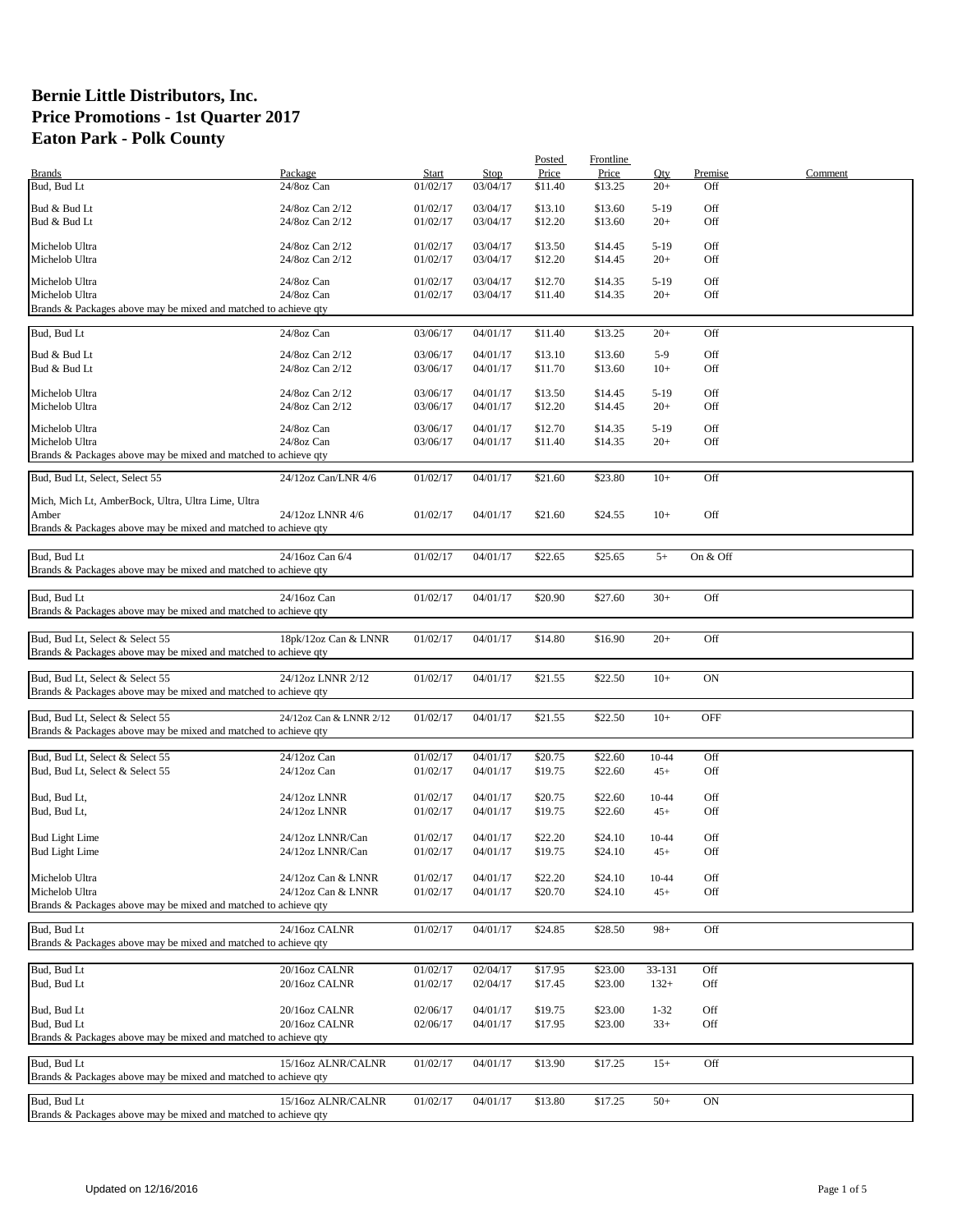# Bernie Little Distributors, Inc.
# Price Promotions - 1st Quarter 2017
# Eaton Park - Polk County

| Brands | Package | Start | Stop | Posted Price | Frontline Price | Qty | Premise | Comment |
|---|---|---|---|---|---|---|---|---|
| Bud, Bud Lt | 24/8oz Can | 01/02/17 | 03/04/17 | $11.40 | $13.25 | 20+ | Off | |
| Bud & Bud Lt | 24/8oz Can 2/12 | 01/02/17 | 03/04/17 | $13.10 | $13.60 | 5-19 | Off | |
| Bud & Bud Lt | 24/8oz Can 2/12 | 01/02/17 | 03/04/17 | $12.20 | $13.60 | 20+ | Off | |
| Michelob Ultra | 24/8oz Can 2/12 | 01/02/17 | 03/04/17 | $13.50 | $14.45 | 5-19 | Off | |
| Michelob Ultra | 24/8oz Can 2/12 | 01/02/17 | 03/04/17 | $12.20 | $14.45 | 20+ | Off | |
| Michelob Ultra | 24/8oz Can | 01/02/17 | 03/04/17 | $12.70 | $14.35 | 5-19 | Off | |
| Michelob Ultra | 24/8oz Can | 01/02/17 | 03/04/17 | $11.40 | $14.35 | 20+ | Off | |
| Brands & Packages above may be mixed and matched to achieve qty | | | | | | | | |
| Bud, Bud Lt | 24/8oz Can | 03/06/17 | 04/01/17 | $11.40 | $13.25 | 20+ | Off | |
| Bud & Bud Lt | 24/8oz Can 2/12 | 03/06/17 | 04/01/17 | $13.10 | $13.60 | 5-9 | Off | |
| Bud & Bud Lt | 24/8oz Can 2/12 | 03/06/17 | 04/01/17 | $11.70 | $13.60 | 10+ | Off | |
| Michelob Ultra | 24/8oz Can 2/12 | 03/06/17 | 04/01/17 | $13.50 | $14.45 | 5-19 | Off | |
| Michelob Ultra | 24/8oz Can 2/12 | 03/06/17 | 04/01/17 | $12.20 | $14.45 | 20+ | Off | |
| Michelob Ultra | 24/8oz Can | 03/06/17 | 04/01/17 | $12.70 | $14.35 | 5-19 | Off | |
| Michelob Ultra | 24/8oz Can | 03/06/17 | 04/01/17 | $11.40 | $14.35 | 20+ | Off | |
| Brands & Packages above may be mixed and matched to achieve qty | | | | | | | | |
| Bud, Bud Lt, Select, Select 55 | 24/12oz Can/LNR 4/6 | 01/02/17 | 04/01/17 | $21.60 | $23.80 | 10+ | Off | |
| Mich, Mich Lt, AmberBock, Ultra, Ultra Lime, Ultra Amber | 24/12oz LNNR 4/6 | 01/02/17 | 04/01/17 | $21.60 | $24.55 | 10+ | Off | |
| Brands & Packages above may be mixed and matched to achieve qty | | | | | | | | |
| Bud, Bud Lt | 24/16oz Can 6/4 | 01/02/17 | 04/01/17 | $22.65 | $25.65 | 5+ | On & Off | |
| Brands & Packages above may be mixed and matched to achieve qty | | | | | | | | |
| Bud, Bud Lt | 24/16oz Can | 01/02/17 | 04/01/17 | $20.90 | $27.60 | 30+ | Off | |
| Brands & Packages above may be mixed and matched to achieve qty | | | | | | | | |
| Bud, Bud Lt, Select & Select 55 | 18pk/12oz Can & LNNR | 01/02/17 | 04/01/17 | $14.80 | $16.90 | 20+ | Off | |
| Brands & Packages above may be mixed and matched to achieve qty | | | | | | | | |
| Bud, Bud Lt, Select & Select 55 | 24/12oz LNNR 2/12 | 01/02/17 | 04/01/17 | $21.55 | $22.50 | 10+ | ON | |
| Brands & Packages above may be mixed and matched to achieve qty | | | | | | | | |
| Bud, Bud Lt, Select & Select 55 | 24/12oz Can & LNNR 2/12 | 01/02/17 | 04/01/17 | $21.55 | $22.50 | 10+ | OFF | |
| Brands & Packages above may be mixed and matched to achieve qty | | | | | | | | |
| Bud, Bud Lt, Select & Select 55 | 24/12oz Can | 01/02/17 | 04/01/17 | $20.75 | $22.60 | 10-44 | Off | |
| Bud, Bud Lt, Select & Select 55 | 24/12oz Can | 01/02/17 | 04/01/17 | $19.75 | $22.60 | 45+ | Off | |
| Bud, Bud Lt, | 24/12oz LNNR | 01/02/17 | 04/01/17 | $20.75 | $22.60 | 10-44 | Off | |
| Bud, Bud Lt, | 24/12oz LNNR | 01/02/17 | 04/01/17 | $19.75 | $22.60 | 45+ | Off | |
| Bud Light Lime | 24/12oz LNNR/Can | 01/02/17 | 04/01/17 | $22.20 | $24.10 | 10-44 | Off | |
| Bud Light Lime | 24/12oz LNNR/Can | 01/02/17 | 04/01/17 | $19.75 | $24.10 | 45+ | Off | |
| Michelob Ultra | 24/12oz Can & LNNR | 01/02/17 | 04/01/17 | $22.20 | $24.10 | 10-44 | Off | |
| Michelob Ultra | 24/12oz Can & LNNR | 01/02/17 | 04/01/17 | $20.70 | $24.10 | 45+ | Off | |
| Brands & Packages above may be mixed and matched to achieve qty | | | | | | | | |
| Bud, Bud Lt | 24/16oz CALNR | 01/02/17 | 04/01/17 | $24.85 | $28.50 | 98+ | Off | |
| Brands & Packages above may be mixed and matched to achieve qty | | | | | | | | |
| Bud, Bud Lt | 20/16oz CALNR | 01/02/17 | 02/04/17 | $17.95 | $23.00 | 33-131 | Off | |
| Bud, Bud Lt | 20/16oz CALNR | 01/02/17 | 02/04/17 | $17.45 | $23.00 | 132+ | Off | |
| Bud, Bud Lt | 20/16oz CALNR | 02/06/17 | 04/01/17 | $19.75 | $23.00 | 1-32 | Off | |
| Bud, Bud Lt | 20/16oz CALNR | 02/06/17 | 04/01/17 | $17.95 | $23.00 | 33+ | Off | |
| Brands & Packages above may be mixed and matched to achieve qty | | | | | | | | |
| Bud, Bud Lt | 15/16oz ALNR/CALNR | 01/02/17 | 04/01/17 | $13.90 | $17.25 | 15+ | Off | |
| Brands & Packages above may be mixed and matched to achieve qty | | | | | | | | |
| Bud, Bud Lt | 15/16oz ALNR/CALNR | 01/02/17 | 04/01/17 | $13.80 | $17.25 | 50+ | ON | |
| Brands & Packages above may be mixed and matched to achieve qty | | | | | | | | |

Updated on 12/16/2016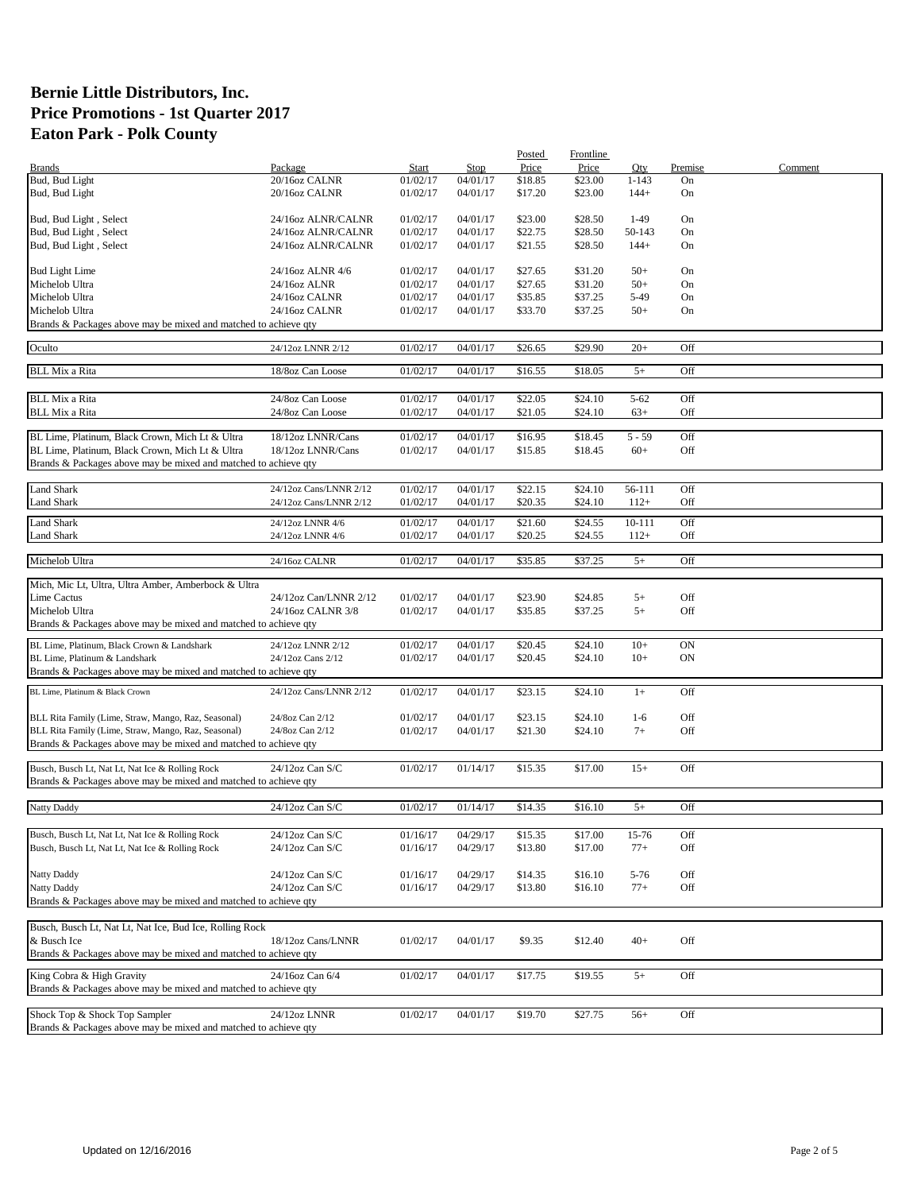# Bernie Little Distributors, Inc.
# Price Promotions - 1st Quarter 2017
# Eaton Park - Polk County

| Brands | Package | Start | Stop | Posted Price | Frontline Price | Qty | Premise | Comment |
|---|---|---|---|---|---|---|---|---|
| Bud, Bud Light | 20/16oz CALNR | 01/02/17 | 04/01/17 | $18.85 | $23.00 | 1-143 | On | |
| Bud, Bud Light | 20/16oz CALNR | 01/02/17 | 04/01/17 | $17.20 | $23.00 | 144+ | On | |
| Bud, Bud Light , Select | 24/16oz ALNR/CALNR | 01/02/17 | 04/01/17 | $23.00 | $28.50 | 1-49 | On | |
| Bud, Bud Light , Select | 24/16oz ALNR/CALNR | 01/02/17 | 04/01/17 | $22.75 | $28.50 | 50-143 | On | |
| Bud, Bud Light , Select | 24/16oz ALNR/CALNR | 01/02/17 | 04/01/17 | $21.55 | $28.50 | 144+ | On | |
| Bud Light Lime | 24/16oz ALNR 4/6 | 01/02/17 | 04/01/17 | $27.65 | $31.20 | 50+ | On | |
| Michelob Ultra | 24/16oz ALNR | 01/02/17 | 04/01/17 | $27.65 | $31.20 | 50+ | On | |
| Michelob Ultra | 24/16oz CALNR | 01/02/17 | 04/01/17 | $35.85 | $37.25 | 5-49 | On | |
| Michelob Ultra | 24/16oz CALNR | 01/02/17 | 04/01/17 | $33.70 | $37.25 | 50+ | On | |
| Brands & Packages above may be mixed and matched to achieve qty | | | | | | | | |
| Oculto | 24/12oz LNNR 2/12 | 01/02/17 | 04/01/17 | $26.65 | $29.90 | 20+ | Off | |
| BLL Mix a Rita | 18/8oz Can Loose | 01/02/17 | 04/01/17 | $16.55 | $18.05 | 5+ | Off | |
| BLL Mix a Rita | 24/8oz Can Loose | 01/02/17 | 04/01/17 | $22.05 | $24.10 | 5-62 | Off | |
| BLL Mix a Rita | 24/8oz Can Loose | 01/02/17 | 04/01/17 | $21.05 | $24.10 | 63+ | Off | |
| BL Lime, Platinum, Black Crown, Mich Lt & Ultra | 18/12oz LNNR/Cans | 01/02/17 | 04/01/17 | $16.95 | $18.45 | 5 - 59 | Off | |
| BL Lime, Platinum, Black Crown, Mich Lt & Ultra | 18/12oz LNNR/Cans | 01/02/17 | 04/01/17 | $15.85 | $18.45 | 60+ | Off | |
| Brands & Packages above may be mixed and matched to achieve qty | | | | | | | | |
| Land Shark | 24/12oz Cans/LNNR 2/12 | 01/02/17 | 04/01/17 | $22.15 | $24.10 | 56-111 | Off | |
| Land Shark | 24/12oz Cans/LNNR 2/12 | 01/02/17 | 04/01/17 | $20.35 | $24.10 | 112+ | Off | |
| Land Shark | 24/12oz LNNR 4/6 | 01/02/17 | 04/01/17 | $21.60 | $24.55 | 10-111 | Off | |
| Land Shark | 24/12oz LNNR 4/6 | 01/02/17 | 04/01/17 | $20.25 | $24.55 | 112+ | Off | |
| Michelob Ultra | 24/16oz CALNR | 01/02/17 | 04/01/17 | $35.85 | $37.25 | 5+ | Off | |
| Mich, Mic Lt, Ultra, Ultra Amber, Amberbock & Ultra Lime Cactus | 24/12oz Can/LNNR 2/12 | 01/02/17 | 04/01/17 | $23.90 | $24.85 | 5+ | Off | |
| Michelob Ultra | 24/16oz CALNR 3/8 | 01/02/17 | 04/01/17 | $35.85 | $37.25 | 5+ | Off | |
| Brands & Packages above may be mixed and matched to achieve qty | | | | | | | | |
| BL Lime, Platinum, Black Crown & Landshark | 24/12oz LNNR 2/12 | 01/02/17 | 04/01/17 | $20.45 | $24.10 | 10+ | ON | |
| BL Lime, Platinum & Landshark | 24/12oz Cans 2/12 | 01/02/17 | 04/01/17 | $20.45 | $24.10 | 10+ | ON | |
| Brands & Packages above may be mixed and matched to achieve qty | | | | | | | | |
| BL Lime, Platinum & Black Crown | 24/12oz Cans/LNNR 2/12 | 01/02/17 | 04/01/17 | $23.15 | $24.10 | 1+ | Off | |
| BLL Rita Family (Lime, Straw, Mango, Raz, Seasonal) | 24/8oz Can 2/12 | 01/02/17 | 04/01/17 | $23.15 | $24.10 | 1-6 | Off | |
| BLL Rita Family (Lime, Straw, Mango, Raz, Seasonal) | 24/8oz Can 2/12 | 01/02/17 | 04/01/17 | $21.30 | $24.10 | 7+ | Off | |
| Brands & Packages above may be mixed and matched to achieve qty | | | | | | | | |
| Busch, Busch Lt, Nat Lt, Nat Ice & Rolling Rock | 24/12oz Can S/C | 01/02/17 | 01/14/17 | $15.35 | $17.00 | 15+ | Off | |
| Brands & Packages above may be mixed and matched to achieve qty | | | | | | | | |
| Natty Daddy | 24/12oz Can S/C | 01/02/17 | 01/14/17 | $14.35 | $16.10 | 5+ | Off | |
| Busch, Busch Lt, Nat Lt, Nat Ice & Rolling Rock | 24/12oz Can S/C | 01/16/17 | 04/29/17 | $15.35 | $17.00 | 15-76 | Off | |
| Busch, Busch Lt, Nat Lt, Nat Ice & Rolling Rock | 24/12oz Can S/C | 01/16/17 | 04/29/17 | $13.80 | $17.00 | 77+ | Off | |
| Natty Daddy | 24/12oz Can S/C | 01/16/17 | 04/29/17 | $14.35 | $16.10 | 5-76 | Off | |
| Natty Daddy | 24/12oz Can S/C | 01/16/17 | 04/29/17 | $13.80 | $16.10 | 77+ | Off | |
| Brands & Packages above may be mixed and matched to achieve qty | | | | | | | | |
| Busch, Busch Lt, Nat Lt, Nat Ice, Bud Ice, Rolling Rock & Busch Ice | 18/12oz Cans/LNNR | 01/02/17 | 04/01/17 | $9.35 | $12.40 | 40+ | Off | |
| Brands & Packages above may be mixed and matched to achieve qty | | | | | | | | |
| King Cobra & High Gravity | 24/16oz Can 6/4 | 01/02/17 | 04/01/17 | $17.75 | $19.55 | 5+ | Off | |
| Brands & Packages above may be mixed and matched to achieve qty | | | | | | | | |
| Shock Top & Shock Top Sampler | 24/12oz LNNR | 01/02/17 | 04/01/17 | $19.70 | $27.75 | 56+ | Off | |
| Brands & Packages above may be mixed and matched to achieve qty | | | | | | | | |

Updated on 12/16/2016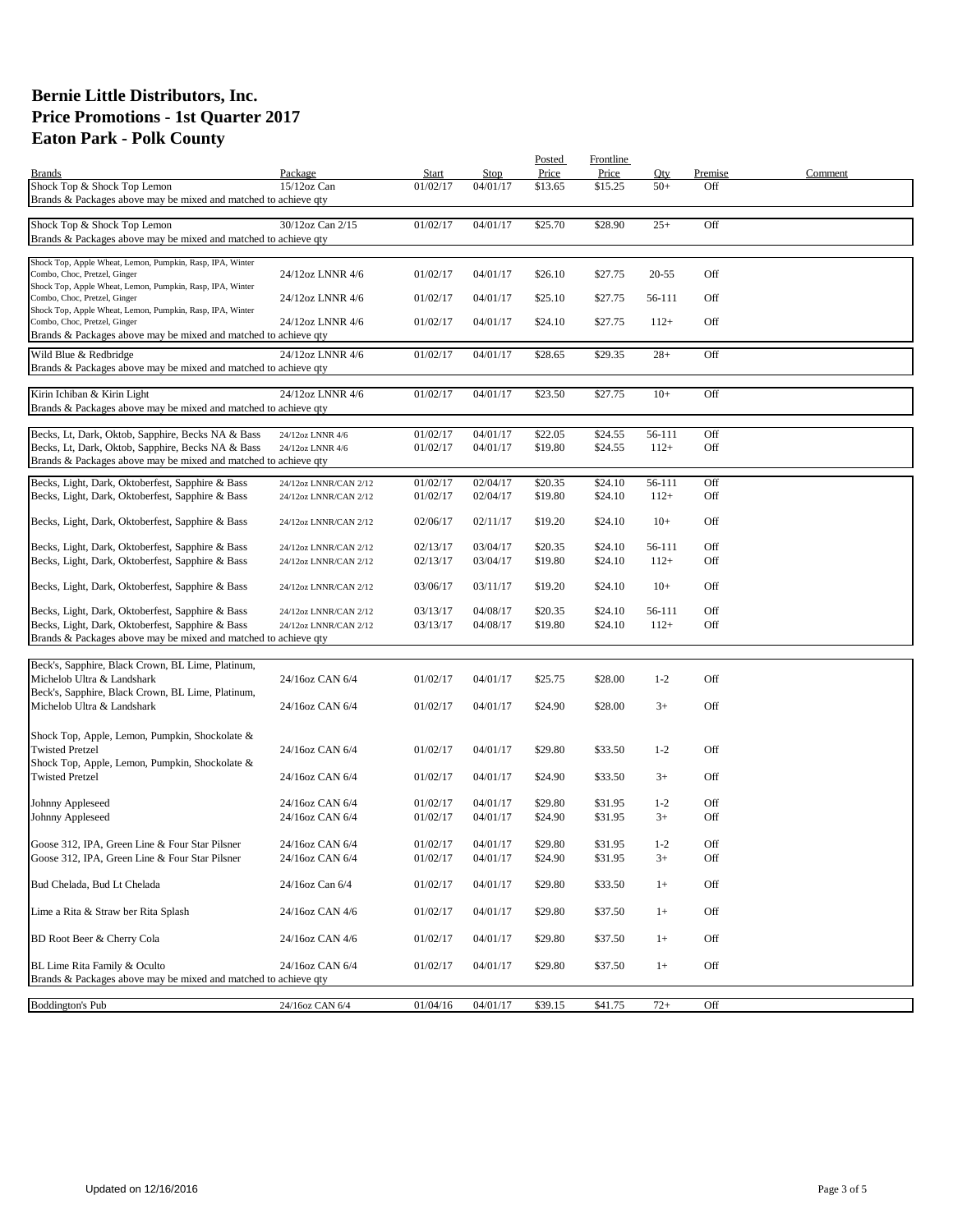# Bernie Little Distributors, Inc.
# Price Promotions - 1st Quarter 2017
# Eaton Park - Polk County

| Brands | Package | Start | Stop | Posted Price | Frontline Price | Qty | Premise | Comment |
|---|---|---|---|---|---|---|---|---|
| Shock Top & Shock Top Lemon | 15/12oz Can | 01/02/17 | 04/01/17 | $13.65 | $15.25 | 50+ | Off | |
| Brands & Packages above may be mixed and matched to achieve qty | | | | | | | | |
| Shock Top & Shock Top Lemon | 30/12oz Can 2/15 | 01/02/17 | 04/01/17 | $25.70 | $28.90 | 25+ | Off | |
| Brands & Packages above may be mixed and matched to achieve qty | | | | | | | | |
| Shock Top, Apple Wheat, Lemon, Pumpkin, Rasp, IPA, Winter Combo, Choc, Pretzel, Ginger | 24/12oz LNNR 4/6 | 01/02/17 | 04/01/17 | $26.10 | $27.75 | 20-55 | Off | |
| Shock Top, Apple Wheat, Lemon, Pumpkin, Rasp, IPA, Winter Combo, Choc, Pretzel, Ginger | 24/12oz LNNR 4/6 | 01/02/17 | 04/01/17 | $25.10 | $27.75 | 56-111 | Off | |
| Shock Top, Apple Wheat, Lemon, Pumpkin, Rasp, IPA, Winter Combo, Choc, Pretzel, Ginger | 24/12oz LNNR 4/6 | 01/02/17 | 04/01/17 | $24.10 | $27.75 | 112+ | Off | |
| Brands & Packages above may be mixed and matched to achieve qty | | | | | | | | |
| Wild Blue & Redbridge | 24/12oz LNNR 4/6 | 01/02/17 | 04/01/17 | $28.65 | $29.35 | 28+ | Off | |
| Brands & Packages above may be mixed and matched to achieve qty | | | | | | | | |
| Kirin Ichiban & Kirin Light | 24/12oz LNNR 4/6 | 01/02/17 | 04/01/17 | $23.50 | $27.75 | 10+ | Off | |
| Brands & Packages above may be mixed and matched to achieve qty | | | | | | | | |
| Becks, Lt, Dark, Oktob, Sapphire, Becks NA & Bass | 24/12oz LNNR 4/6 | 01/02/17 | 04/01/17 | $22.05 | $24.55 | 56-111 | Off | |
| Becks, Lt, Dark, Oktob, Sapphire, Becks NA & Bass | 24/12oz LNNR 4/6 | 01/02/17 | 04/01/17 | $19.80 | $24.55 | 112+ | Off | |
| Brands & Packages above may be mixed and matched to achieve qty | | | | | | | | |
| Becks, Light, Dark, Oktoberfest, Sapphire & Bass | 24/12oz LNNR/CAN 2/12 | 01/02/17 | 02/04/17 | $20.35 | $24.10 | 56-111 | Off | |
| Becks, Light, Dark, Oktoberfest, Sapphire & Bass | 24/12oz LNNR/CAN 2/12 | 01/02/17 | 02/04/17 | $19.80 | $24.10 | 112+ | Off | |
| Becks, Light, Dark, Oktoberfest, Sapphire & Bass | 24/12oz LNNR/CAN 2/12 | 02/06/17 | 02/11/17 | $19.20 | $24.10 | 10+ | Off | |
| Becks, Light, Dark, Oktoberfest, Sapphire & Bass | 24/12oz LNNR/CAN 2/12 | 02/13/17 | 03/04/17 | $20.35 | $24.10 | 56-111 | Off | |
| Becks, Light, Dark, Oktoberfest, Sapphire & Bass | 24/12oz LNNR/CAN 2/12 | 02/13/17 | 03/04/17 | $19.80 | $24.10 | 112+ | Off | |
| Becks, Light, Dark, Oktoberfest, Sapphire & Bass | 24/12oz LNNR/CAN 2/12 | 03/06/17 | 03/11/17 | $19.20 | $24.10 | 10+ | Off | |
| Becks, Light, Dark, Oktoberfest, Sapphire & Bass | 24/12oz LNNR/CAN 2/12 | 03/13/17 | 04/08/17 | $20.35 | $24.10 | 56-111 | Off | |
| Becks, Light, Dark, Oktoberfest, Sapphire & Bass | 24/12oz LNNR/CAN 2/12 | 03/13/17 | 04/08/17 | $19.80 | $24.10 | 112+ | Off | |
| Brands & Packages above may be mixed and matched to achieve qty | | | | | | | | |
| Beck's, Sapphire, Black Crown, BL Lime, Platinum, Michelob Ultra & Landshark | 24/16oz CAN 6/4 | 01/02/17 | 04/01/17 | $25.75 | $28.00 | 1-2 | Off | |
| Beck's, Sapphire, Black Crown, BL Lime, Platinum, Michelob Ultra & Landshark | 24/16oz CAN 6/4 | 01/02/17 | 04/01/17 | $24.90 | $28.00 | 3+ | Off | |
| Shock Top, Apple, Lemon, Pumpkin, Shockolate & Twisted Pretzel | 24/16oz CAN 6/4 | 01/02/17 | 04/01/17 | $29.80 | $33.50 | 1-2 | Off | |
| Shock Top, Apple, Lemon, Pumpkin, Shockolate & Twisted Pretzel | 24/16oz CAN 6/4 | 01/02/17 | 04/01/17 | $24.90 | $33.50 | 3+ | Off | |
| Johnny Appleseed | 24/16oz CAN 6/4 | 01/02/17 | 04/01/17 | $29.80 | $31.95 | 1-2 | Off | |
| Johnny Appleseed | 24/16oz CAN 6/4 | 01/02/17 | 04/01/17 | $24.90 | $31.95 | 3+ | Off | |
| Goose 312, IPA, Green Line & Four Star Pilsner | 24/16oz CAN 6/4 | 01/02/17 | 04/01/17 | $29.80 | $31.95 | 1-2 | Off | |
| Goose 312, IPA, Green Line & Four Star Pilsner | 24/16oz CAN 6/4 | 01/02/17 | 04/01/17 | $24.90 | $31.95 | 3+ | Off | |
| Bud Chelada, Bud Lt Chelada | 24/16oz Can 6/4 | 01/02/17 | 04/01/17 | $29.80 | $33.50 | 1+ | Off | |
| Lime a Rita & Straw ber Rita Splash | 24/16oz CAN 4/6 | 01/02/17 | 04/01/17 | $29.80 | $37.50 | 1+ | Off | |
| BD Root Beer & Cherry Cola | 24/16oz CAN 4/6 | 01/02/17 | 04/01/17 | $29.80 | $37.50 | 1+ | Off | |
| BL Lime Rita Family & Oculto | 24/16oz CAN 6/4 | 01/02/17 | 04/01/17 | $29.80 | $37.50 | 1+ | Off | |
| Brands & Packages above may be mixed and matched to achieve qty | | | | | | | | |
| Boddington's Pub | 24/16oz CAN 6/4 | 01/04/16 | 04/01/17 | $39.15 | $41.75 | 72+ | Off | |

Updated on 12/16/2016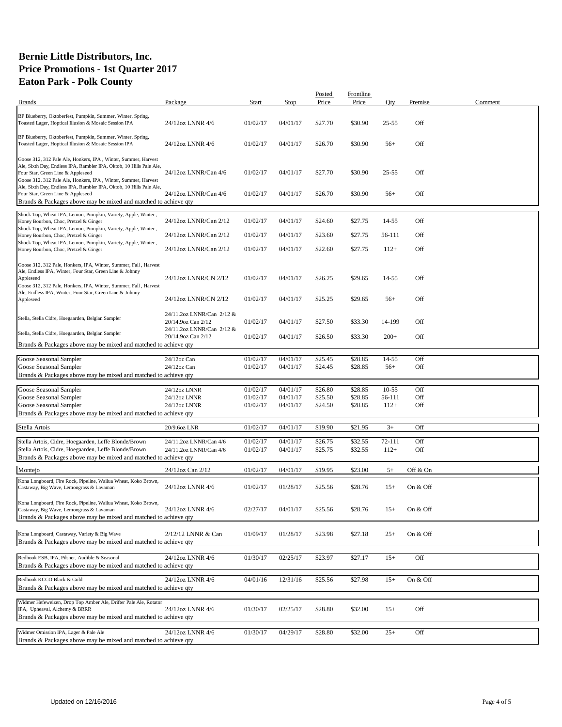# Bernie Little Distributors, Inc.
# Price Promotions - 1st Quarter 2017
# Eaton Park - Polk County

| Brands | Package | Start | Stop | Posted Price | Frontline Price | Qty | Premise | Comment |
|---|---|---|---|---|---|---|---|---|
| BP Blueberry, Oktoberfest, Pumpkin, Summer, Winter, Spring, Toasted Lager, Hoptical Illusion & Mosaic Session IPA | 24/12oz LNNR 4/6 | 01/02/17 | 04/01/17 | $27.70 | $30.90 | 25-55 | Off | |
| BP Blueberry, Oktoberfest, Pumpkin, Summer, Winter, Spring, Toasted Lager, Hoptical Illusion & Mosaic Session IPA | 24/12oz LNNR 4/6 | 01/02/17 | 04/01/17 | $26.70 | $30.90 | 56+ | Off | |
| Goose 312, 312 Pale Ale, Honkers, IPA , Winter, Summer, Harvest Ale, Sixth Day, Endless IPA, Rambler IPA, Oktob, 10 Hills Pale Ale, Four Star, Green Line & Appleseed | 24/12oz LNNR/Can 4/6 | 01/02/17 | 04/01/17 | $27.70 | $30.90 | 25-55 | Off | |
| Goose 312, 312 Pale Ale, Honkers, IPA , Winter, Summer, Harvest Ale, Sixth Day, Endless IPA, Rambler IPA, Oktob, 10 Hills Pale Ale, Four Star, Green Line & Appleseed | 24/12oz LNNR/Can 4/6 | 01/02/17 | 04/01/17 | $26.70 | $30.90 | 56+ | Off | |
| Brands & Packages above may be mixed and matched to achieve qty | | | | | | | | |
| Shock Top, Wheat IPA, Lemon, Pumpkin, Variety, Apple, Winter , Honey Bourbon, Choc, Pretzel & Ginger | 24/12oz LNNR/Can 2/12 | 01/02/17 | 04/01/17 | $24.60 | $27.75 | 14-55 | Off | |
| Shock Top, Wheat IPA, Lemon, Pumpkin, Variety, Apple, Winter , Honey Bourbon, Choc, Pretzel & Ginger | 24/12oz LNNR/Can 2/12 | 01/02/17 | 04/01/17 | $23.60 | $27.75 | 56-111 | Off | |
| Shock Top, Wheat IPA, Lemon, Pumpkin, Variety, Apple, Winter , Honey Bourbon, Choc, Pretzel & Ginger | 24/12oz LNNR/Can 2/12 | 01/02/17 | 04/01/17 | $22.60 | $27.75 | 112+ | Off | |
| Goose 312, 312 Pale, Honkers, IPA, Winter, Summer, Fall , Harvest Ale, Endless IPA, Winter, Four Star, Green Line & Johnny Appleseed | 24/12oz LNNR/CN 2/12 | 01/02/17 | 04/01/17 | $26.25 | $29.65 | 14-55 | Off | |
| Goose 312, 312 Pale, Honkers, IPA, Winter, Summer, Fall , Harvest Ale, Endless IPA, Winter, Four Star, Green Line & Johnny Appleseed | 24/12oz LNNR/CN 2/12 | 01/02/17 | 04/01/17 | $25.25 | $29.65 | 56+ | Off | |
| Stella, Stella Cidre, Hoegaarden, Belgian Sampler | 24/11.2oz LNNR/Can 2/12 & 20/14.9oz Can 2/12 | 01/02/17 | 04/01/17 | $27.50 | $33.30 | 14-199 | Off | |
| Stella, Stella Cidre, Hoegaarden, Belgian Sampler | 24/11.2oz LNNR/Can 2/12 & 20/14.9oz Can 2/12 | 01/02/17 | 04/01/17 | $26.50 | $33.30 | 200+ | Off | |
| Brands & Packages above may be mixed and matched to achieve qty | | | | | | | | |
| Goose Seasonal Sampler | 24/12oz Can | 01/02/17 | 04/01/17 | $25.45 | $28.85 | 14-55 | Off | |
| Goose Seasonal Sampler | 24/12oz Can | 01/02/17 | 04/01/17 | $24.45 | $28.85 | 56+ | Off | |
| Brands & Packages above may be mixed and matched to achieve qty | | | | | | | | |
| Goose Seasonal Sampler | 24/12oz LNNR | 01/02/17 | 04/01/17 | $26.80 | $28.85 | 10-55 | Off | |
| Goose Seasonal Sampler | 24/12oz LNNR | 01/02/17 | 04/01/17 | $25.50 | $28.85 | 56-111 | Off | |
| Goose Seasonal Sampler | 24/12oz LNNR | 01/02/17 | 04/01/17 | $24.50 | $28.85 | 112+ | Off | |
| Brands & Packages above may be mixed and matched to achieve qty | | | | | | | | |
| Stella Artois | 20/9.6oz LNR | 01/02/17 | 04/01/17 | $19.90 | $21.95 | 3+ | Off | |
| Stella Artois, Cidre, Hoegaarden, Leffe Blonde/Brown | 24/11.2oz LNNR/Can 4/6 | 01/02/17 | 04/01/17 | $26.75 | $32.55 | 72-111 | Off | |
| Stella Artois, Cidre, Hoegaarden, Leffe Blonde/Brown | 24/11.2oz LNNR/Can 4/6 | 01/02/17 | 04/01/17 | $25.75 | $32.55 | 112+ | Off | |
| Brands & Packages above may be mixed and matched to achieve qty | | | | | | | | |
| Montejo | 24/12oz Can 2/12 | 01/02/17 | 04/01/17 | $19.95 | $23.00 | 5+ | Off & On | |
| Kona Longboard, Fire Rock, Pipeline, Wailua Wheat, Koko Brown, Castaway, Big Wave, Lemongrass & Lavaman | 24/12oz LNNR 4/6 | 01/02/17 | 01/28/17 | $25.56 | $28.76 | 15+ | On & Off | |
| Kona Longboard, Fire Rock, Pipeline, Wailua Wheat, Koko Brown, Castaway, Big Wave, Lemongrass & Lavaman | 24/12oz LNNR 4/6 | 02/27/17 | 04/01/17 | $25.56 | $28.76 | 15+ | On & Off | |
| Brands & Packages above may be mixed and matched to achieve qty | | | | | | | | |
| Kona Longboard, Castaway, Variety & Big Wave | 2/12/12 LNNR & Can | 01/09/17 | 01/28/17 | $23.98 | $27.18 | 25+ | On & Off | |
| Brands & Packages above may be mixed and matched to achieve qty | | | | | | | | |
| Redhook ESB, IPA, Pilsner, Audible & Seasonal | 24/12oz LNNR 4/6 | 01/30/17 | 02/25/17 | $23.97 | $27.17 | 15+ | Off | |
| Brands & Packages above may be mixed and matched to achieve qty | | | | | | | | |
| Redhook KCCO Black & Gold | 24/12oz LNNR 4/6 | 04/01/16 | 12/31/16 | $25.56 | $27.98 | 15+ | On & Off | |
| Brands & Packages above may be mixed and matched to achieve qty | | | | | | | | |
| Widmer Hefeweizen, Drop Top Amber Ale, Drifter Pale Ale, Rotator IPA, Upheaval, Alchemy & BRRR | 24/12oz LNNR 4/6 | 01/30/17 | 02/25/17 | $28.80 | $32.00 | 15+ | Off | |
| Brands & Packages above may be mixed and matched to achieve qty | | | | | | | | |
| Widmer Omission IPA, Lager & Pale Ale | 24/12oz LNNR 4/6 | 01/30/17 | 04/29/17 | $28.80 | $32.00 | 25+ | Off | |
| Brands & Packages above may be mixed and matched to achieve qty | | | | | | | | |

Updated on 12/16/2016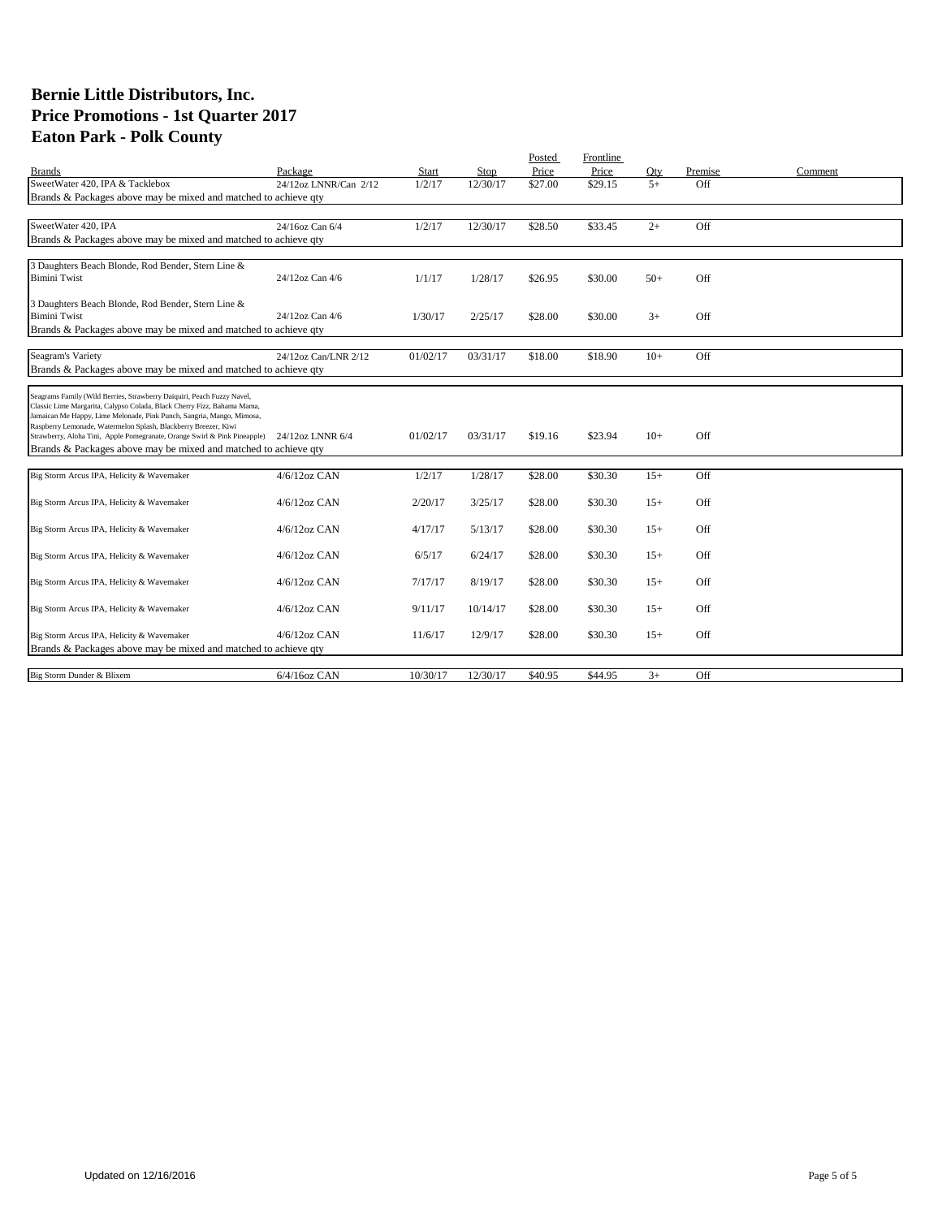# Bernie Little Distributors, Inc.
# Price Promotions - 1st Quarter 2017
# Eaton Park - Polk County

| Brands | Package | Start | Stop | Posted Price | Frontline Price | Qty | Premise | Comment |
|---|---|---|---|---|---|---|---|---|
| SweetWater 420, IPA & Tacklebox | 24/12oz LNNR/Can 2/12 | 1/2/17 | 12/30/17 | $27.00 | $29.15 | 5+ | Off | |
| Brands & Packages above may be mixed and matched to achieve qty | | | | | | | | |
| SweetWater 420, IPA | 24/16oz Can 6/4 | 1/2/17 | 12/30/17 | $28.50 | $33.45 | 2+ | Off | |
| Brands & Packages above may be mixed and matched to achieve qty | | | | | | | | |
| 3 Daughters Beach Blonde, Rod Bender, Stern Line & Bimini Twist | 24/12oz Can 4/6 | 1/1/17 | 1/28/17 | $26.95 | $30.00 | 50+ | Off | |
| 3 Daughters Beach Blonde, Rod Bender, Stern Line & Bimini Twist | 24/12oz Can 4/6 | 1/30/17 | 2/25/17 | $28.00 | $30.00 | 3+ | Off | |
| Brands & Packages above may be mixed and matched to achieve qty | | | | | | | | |
| Seagram's Variety | 24/12oz Can/LNR 2/12 | 01/02/17 | 03/31/17 | $18.00 | $18.90 | 10+ | Off | |
| Brands & Packages above may be mixed and matched to achieve qty | | | | | | | | |
| Seagrams Family (Wild Berries, Strawberry Daiquiri, Peach Fuzzy Navel, Classic Lime Margarita, Calypso Colada, Black Cherry Fizz, Bahama Mama, Jamaican Me Happy, Lime Melonade, Pink Punch, Sangria, Mango, Mimosa, Raspberry Lemonade, Watermelon Splash, Blackberry Breezer, Kiwi Strawberry, Aloha Tini, Apple Pomegranate, Orange Swirl & Pink Pineapple) | 24/12oz LNNR 6/4 | 01/02/17 | 03/31/17 | $19.16 | $23.94 | 10+ | Off | |
| Brands & Packages above may be mixed and matched to achieve qty | | | | | | | | |
| Big Storm Arcus IPA, Helicity & Wavemaker | 4/6/12oz CAN | 1/2/17 | 1/28/17 | $28.00 | $30.30 | 15+ | Off | |
| Big Storm Arcus IPA, Helicity & Wavemaker | 4/6/12oz CAN | 2/20/17 | 3/25/17 | $28.00 | $30.30 | 15+ | Off | |
| Big Storm Arcus IPA, Helicity & Wavemaker | 4/6/12oz CAN | 4/17/17 | 5/13/17 | $28.00 | $30.30 | 15+ | Off | |
| Big Storm Arcus IPA, Helicity & Wavemaker | 4/6/12oz CAN | 6/5/17 | 6/24/17 | $28.00 | $30.30 | 15+ | Off | |
| Big Storm Arcus IPA, Helicity & Wavemaker | 4/6/12oz CAN | 7/17/17 | 8/19/17 | $28.00 | $30.30 | 15+ | Off | |
| Big Storm Arcus IPA, Helicity & Wavemaker | 4/6/12oz CAN | 9/11/17 | 10/14/17 | $28.00 | $30.30 | 15+ | Off | |
| Big Storm Arcus IPA, Helicity & Wavemaker | 4/6/12oz CAN | 11/6/17 | 12/9/17 | $28.00 | $30.30 | 15+ | Off | |
| Brands & Packages above may be mixed and matched to achieve qty | | | | | | | | |
| Big Storm Dunder & Blixem | 6/4/16oz CAN | 10/30/17 | 12/30/17 | $40.95 | $44.95 | 3+ | Off | |

Updated on 12/16/2016